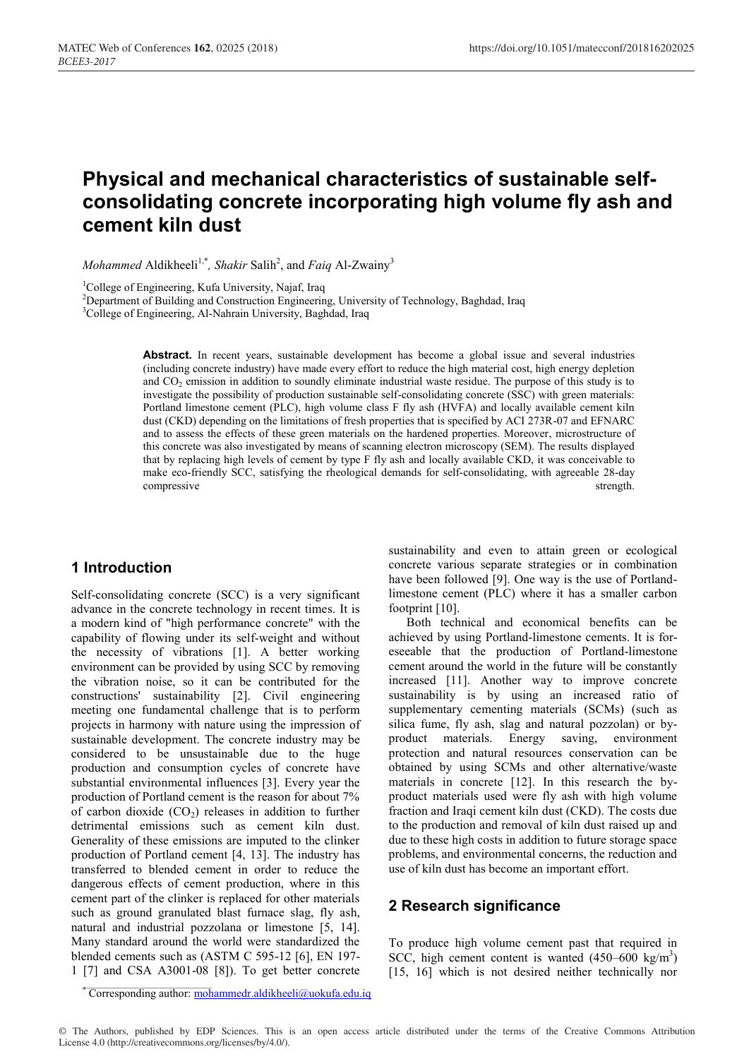# Physical and mechanical characteristics of sustainable self-consolidating concrete incorporating high volume fly ash and cement kiln dust

*Mohammed* Aldikheeli[1,*], *Shakir* Salih[2], and *Faiq* Al-Zwainy[3]

[1]College of Engineering, Kufa University, Najaf, Iraq

[2]Department of Building and Construction Engineering, University of Technology, Baghdad, Iraq

[3]College of Engineering, Al-Nahrain University, Baghdad, Iraq

**Abstract.** In recent years, sustainable development has become a global issue and several industries (including concrete industry) have made every effort to reduce the high material cost, high energy depletion and $CO_2$ emission in addition to soundly eliminate industrial waste residue. The purpose of this study is to investigate the possibility of production sustainable self-consolidating concrete (SSC) with green materials: Portland limestone cement (PLC), high volume class F fly ash (HVFA) and locally available cement kiln dust (CKD) depending on the limitations of fresh properties that is specified by ACI 273R-07 and EFNARC and to assess the effects of these green materials on the hardened properties. Moreover, microstructure of this concrete was also investigated by means of scanning electron microscopy (SEM). The results displayed that by replacing high levels of cement by type F fly ash and locally available CKD, it was conceivable to make eco-friendly SCC, satisfying the rheological demands for self-consolidating, with agreeable 28-day compressive strength.

## 1 Introduction

Self-consolidating concrete (SCC) is a very significant advance in the concrete technology in recent times. It is a modern kind of "high performance concrete" with the capability of flowing under its self-weight and without the necessity of vibrations [1]. A better working environment can be provided by using SCC by removing the vibration noise, so it can be contributed for the constructions' sustainability [2]. Civil engineering meeting one fundamental challenge that is to perform projects in harmony with nature using the impression of sustainable development. The concrete industry may be considered to be unsustainable due to the huge production and consumption cycles of concrete have substantial environmental influences [3]. Every year the production of Portland cement is the reason for about 7% of carbon dioxide ($CO_2$) releases in addition to further detrimental emissions such as cement kiln dust. Generality of these emissions are imputed to the clinker production of Portland cement [4, 13]. The industry has transferred to blended cement in order to reduce the dangerous effects of cement production, where in this cement part of the clinker is replaced for other materials such as ground granulated blast furnace slag, fly ash, natural and industrial pozzolana or limestone [5, 14]. Many standard around the world were standardized the blended cements such as (ASTM C 595-12 [6], EN 197-1 [7] and CSA A3001-08 [8]). To get better concrete sustainability and even to attain green or ecological concrete various separate strategies or in combination have been followed [9]. One way is the use of Portland-limestone cement (PLC) where it has a smaller carbon footprint [10].

Both technical and economical benefits can be achieved by using Portland-limestone cements. It is foreseeable that the production of Portland-limestone cement around the world in the future will be constantly increased [11]. Another way to improve concrete sustainability is by using an increased ratio of supplementary cementing materials (SCMs) (such as silica fume, fly ash, slag and natural pozzolan) or by-product materials. Energy saving, environment protection and natural resources conservation can be obtained by using SCMs and other alternative/waste materials in concrete [12]. In this research the by-product materials used were fly ash with high volume fraction and Iraqi cement kiln dust (CKD). The costs due to the production and removal of kiln dust raised up and due to these high costs in addition to future storage space problems, and environmental concerns, the reduction and use of kiln dust has become an important effort.

## 2 Research significance

To produce high volume cement past that required in SCC, high cement content is wanted (450–600 kg/m$^3$) [15, 16] which is not desired neither technically nor

[*] Corresponding author: mohammedr.aldikheeli@uokufa.edu.iq

© The Authors, published by EDP Sciences. This is an open access article distributed under the terms of the Creative Commons Attribution License 4.0 (http://creativecommons.org/licenses/by/4.0/).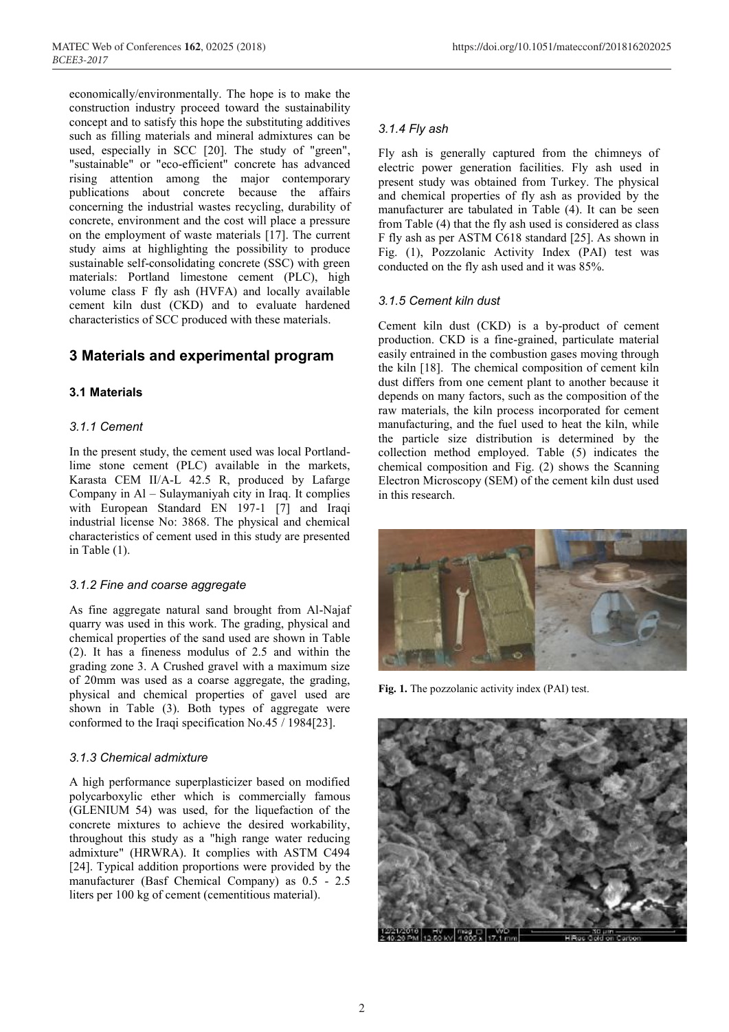economically/environmentally. The hope is to make the construction industry proceed toward the sustainability concept and to satisfy this hope the substituting additives such as filling materials and mineral admixtures can be used, especially in SCC [20]. The study of "green", "sustainable" or "eco-efficient" concrete has advanced rising attention among the major contemporary publications about concrete because the affairs concerning the industrial wastes recycling, durability of concrete, environment and the cost will place a pressure on the employment of waste materials [17]. The current study aims at highlighting the possibility to produce sustainable self-consolidating concrete (SSC) with green materials: Portland limestone cement (PLC), high volume class F fly ash (HVFA) and locally available cement kiln dust (CKD) and to evaluate hardened characteristics of SCC produced with these materials.

## 3 Materials and experimental program

### 3.1 Materials

#### *3.1.1 Cement*

In the present study, the cement used was local Portland-lime stone cement (PLC) available in the markets, Karasta CEM II/A-L 42.5 R, produced by Lafarge Company in Al – Sulaymaniyah city in Iraq. It complies with European Standard EN 197-1 [7] and Iraqi industrial license No: 3868. The physical and chemical characteristics of cement used in this study are presented in Table (1).

#### *3.1.2 Fine and coarse aggregate*

As fine aggregate natural sand brought from Al-Najaf quarry was used in this work. The grading, physical and chemical properties of the sand used are shown in Table (2). It has a fineness modulus of 2.5 and within the grading zone 3. A Crushed gravel with a maximum size of 20mm was used as a coarse aggregate, the grading, physical and chemical properties of gavel used are shown in Table (3). Both types of aggregate were conformed to the Iraqi specification No.45 / 1984[23].

#### *3.1.3 Chemical admixture*

A high performance superplasticizer based on modified polycarboxylic ether which is commercially famous (GLENIUM 54) was used, for the liquefaction of the concrete mixtures to achieve the desired workability, throughout this study as a "high range water reducing admixture" (HRWRA). It complies with ASTM C494 [24]. Typical addition proportions were provided by the manufacturer (Basf Chemical Company) as 0.5 - 2.5 liters per 100 kg of cement (cementitious material).

#### *3.1.4 Fly ash*

Fly ash is generally captured from the chimneys of electric power generation facilities. Fly ash used in present study was obtained from Turkey. The physical and chemical properties of fly ash as provided by the manufacturer are tabulated in Table (4). It can be seen from Table (4) that the fly ash used is considered as class F fly ash as per ASTM C618 standard [25]. As shown in Fig. (1), Pozzolanic Activity Index (PAI) test was conducted on the fly ash used and it was 85%.

#### *3.1.5 Cement kiln dust*

Cement kiln dust (CKD) is a by-product of cement production. CKD is a fine-grained, particulate material easily entrained in the combustion gases moving through the kiln [18]. The chemical composition of cement kiln dust differs from one cement plant to another because it depends on many factors, such as the composition of the raw materials, the kiln process incorporated for cement manufacturing, and the fuel used to heat the kiln, while the particle size distribution is determined by the collection method employed. Table (5) indicates the chemical composition and Fig. (2) shows the Scanning Electron Microscopy (SEM) of the cement kiln dust used in this research.

**Fig. 1.** The pozzolanic activity index (PAI) test.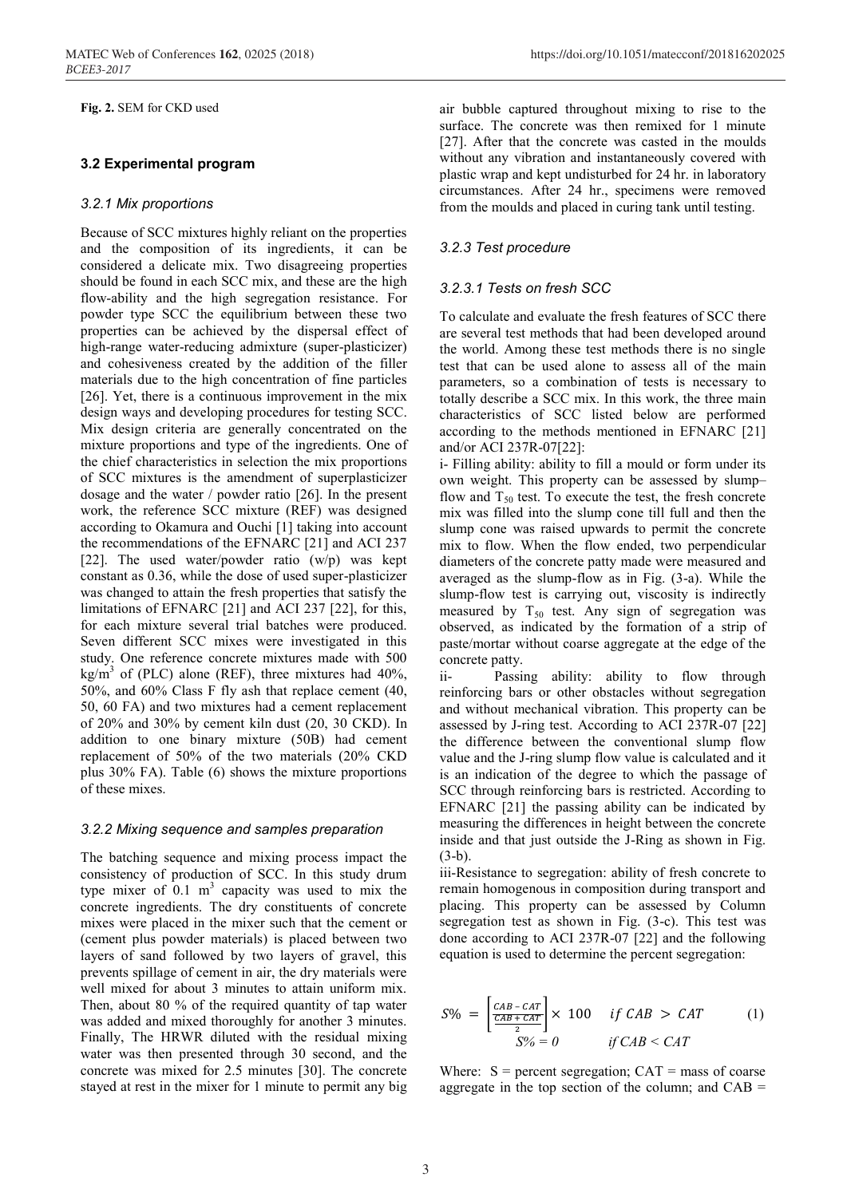**Fig. 2.** SEM for CKD used

### 3.2 Experimental program

#### *3.2.1 Mix proportions*

Because of SCC mixtures highly reliant on the properties and the composition of its ingredients, it can be considered a delicate mix. Two disagreeing properties should be found in each SCC mix, and these are the high flow-ability and the high segregation resistance. For powder type SCC the equilibrium between these two properties can be achieved by the dispersal effect of high-range water-reducing admixture (super-plasticizer) and cohesiveness created by the addition of the filler materials due to the high concentration of fine particles [26]. Yet, there is a continuous improvement in the mix design ways and developing procedures for testing SCC. Mix design criteria are generally concentrated on the mixture proportions and type of the ingredients. One of the chief characteristics in selection the mix proportions of SCC mixtures is the amendment of superplasticizer dosage and the water / powder ratio [26]. In the present work, the reference SCC mixture (REF) was designed according to Okamura and Ouchi [1] taking into account the recommendations of the EFNARC [21] and ACI 237 [22]. The used water/powder ratio (w/p) was kept constant as 0.36, while the dose of used super-plasticizer was changed to attain the fresh properties that satisfy the limitations of EFNARC [21] and ACI 237 [22], for this, for each mixture several trial batches were produced. Seven different SCC mixes were investigated in this study. One reference concrete mixtures made with 500 $kg/m^3$ of (PLC) alone (REF), three mixtures had 40%, 50%, and 60% Class F fly ash that replace cement (40, 50, 60 FA) and two mixtures had a cement replacement of 20% and 30% by cement kiln dust (20, 30 CKD). In addition to one binary mixture (50B) had cement replacement of 50% of the two materials (20% CKD plus 30% FA). Table (6) shows the mixture proportions of these mixes.

#### *3.2.2 Mixing sequence and samples preparation*

The batching sequence and mixing process impact the consistency of production of SCC. In this study drum type mixer of 0.1 $m^3$ capacity was used to mix the concrete ingredients. The dry constituents of concrete mixes were placed in the mixer such that the cement or (cement plus powder materials) is placed between two layers of sand followed by two layers of gravel, this prevents spillage of cement in air, the dry materials were well mixed for about 3 minutes to attain uniform mix. Then, about 80 % of the required quantity of tap water was added and mixed thoroughly for another 3 minutes. Finally, The HRWR diluted with the residual mixing water was then presented through 30 second, and the concrete was mixed for 2.5 minutes [30]. The concrete stayed at rest in the mixer for 1 minute to permit any big air bubble captured throughout mixing to rise to the surface. The concrete was then remixed for 1 minute [27]. After that the concrete was casted in the moulds without any vibration and instantaneously covered with plastic wrap and kept undisturbed for 24 hr. in laboratory circumstances. After 24 hr., specimens were removed from the moulds and placed in curing tank until testing.

#### *3.2.3 Test procedure*

##### *3.2.3.1 Tests on fresh SCC*

To calculate and evaluate the fresh features of SCC there are several test methods that had been developed around the world. Among these test methods there is no single test that can be used alone to assess all of the main parameters, so a combination of tests is necessary to totally describe a SCC mix. In this work, the three main characteristics of SCC listed below are performed according to the methods mentioned in EFNARC [21] and/or ACI 237R-07[22]:

i- Filling ability: ability to fill a mould or form under its own weight. This property can be assessed by slump–flow and $T_{50}$ test. To execute the test, the fresh concrete mix was filled into the slump cone till full and then the slump cone was raised upwards to permit the concrete mix to flow. When the flow ended, two perpendicular diameters of the concrete patty made were measured and averaged as the slump-flow as in Fig. (3-a). While the slump-flow test is carrying out, viscosity is indirectly measured by $T_{50}$ test. Any sign of segregation was observed, as indicated by the formation of a strip of paste/mortar without coarse aggregate at the edge of the concrete patty.

ii- Passing ability: ability to flow through reinforcing bars or other obstacles without segregation and without mechanical vibration. This property can be assessed by J-ring test. According to ACI 237R-07 [22] the difference between the conventional slump flow value and the J-ring slump flow value is calculated and it is an indication of the degree to which the passage of SCC through reinforcing bars is restricted. According to EFNARC [21] the passing ability can be indicated by measuring the differences in height between the concrete inside and that just outside the J-Ring as shown in Fig. (3-b).

iii-Resistance to segregation: ability of fresh concrete to remain homogenous in composition during transport and placing. This property can be assessed by Column segregation test as shown in Fig. (3-c). This test was done according to ACI 237R-07 [22] and the following equation is used to determine the percent segregation:

$$S\% = \left[\frac{CAB - CAT}{\frac{CAB + CAT}{2}}\right] \times 100 \quad if\ CAB > CAT \qquad (1)$$

$$S\% = 0 \qquad if\ CAB < CAT$$

Where: S = percent segregation; CAT = mass of coarse aggregate in the top section of the column; and CAB =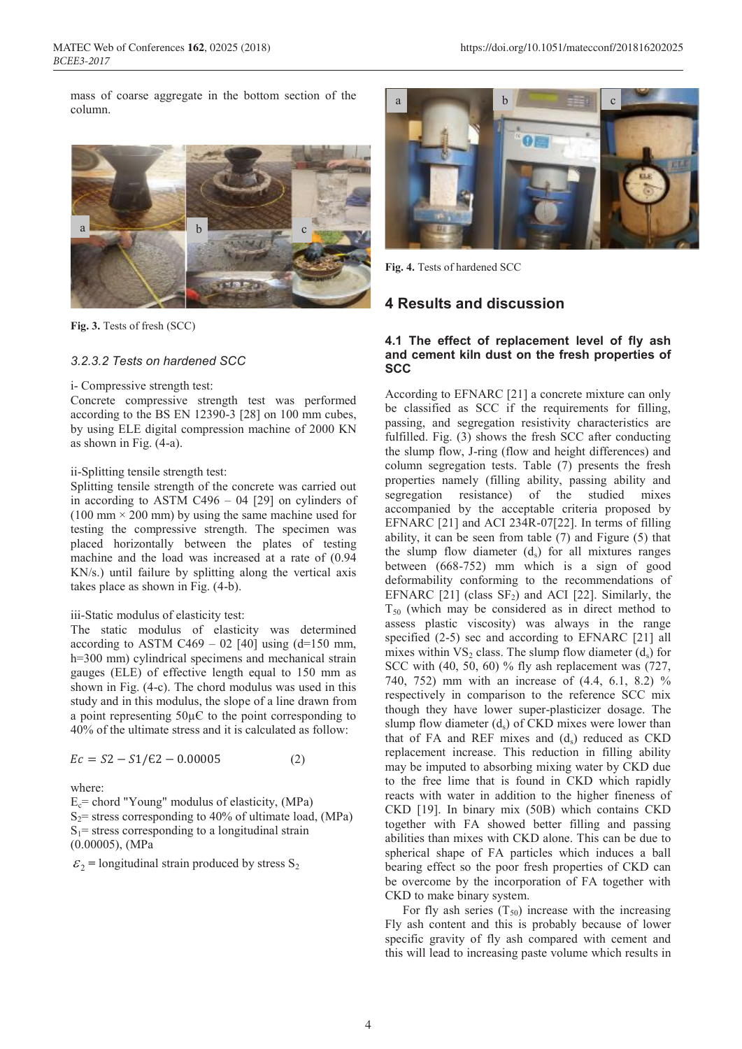mass of coarse aggregate in the bottom section of the column.

Fig. 3. Tests of fresh (SCC)

#### 3.2.3.2 Tests on hardened SCC

i- Compressive strength test:

Concrete compressive strength test was performed according to the BS EN 12390-3 [28] on 100 mm cubes, by using ELE digital compression machine of 2000 KN as shown in Fig. (4-a).

ii-Splitting tensile strength test:

Splitting tensile strength of the concrete was carried out in according to ASTM C496 – 04 [29] on cylinders of (100 mm × 200 mm) by using the same machine used for testing the compressive strength. The specimen was placed horizontally between the plates of testing machine and the load was increased at a rate of (0.94 KN/s.) until failure by splitting along the vertical axis takes place as shown in Fig. (4-b).

iii-Static modulus of elasticity test:

The static modulus of elasticity was determined according to ASTM C469 – 02 [40] using (d=150 mm, h=300 mm) cylindrical specimens and mechanical strain gauges (ELE) of effective length equal to 150 mm as shown in Fig. (4-c). The chord modulus was used in this study and in this modulus, the slope of a line drawn from a point representing 50µϵ to the point corresponding to 40% of the ultimate stress and it is calculated as follow:

$$Ec = S2 - S1/\epsilon 2 - 0.00005 \quad (2)$$

where:

$E_c$= chord "Young" modulus of elasticity, (MPa)

$S_2$= stress corresponding to 40% of ultimate load, (MPa)

$S_1$= stress corresponding to a longitudinal strain (0.00005), (MPa

$\varepsilon_2$ = longitudinal strain produced by stress $S_2$

Fig. 4. Tests of hardened SCC

## 4 Results and discussion

### 4.1 The effect of replacement level of fly ash and cement kiln dust on the fresh properties of SCC

According to EFNARC [21] a concrete mixture can only be classified as SCC if the requirements for filling, passing, and segregation resistivity characteristics are fulfilled. Fig. (3) shows the fresh SCC after conducting the slump flow, J-ring (flow and height differences) and column segregation tests. Table (7) presents the fresh properties namely (filling ability, passing ability and segregation resistance) of the studied mixes accompanied by the acceptable criteria proposed by EFNARC [21] and ACI 234R-07[22]. In terms of filling ability, it can be seen from table (7) and Figure (5) that the slump flow diameter ($d_s$) for all mixtures ranges between (668-752) mm which is a sign of good deformability conforming to the recommendations of EFNARC [21] (class $SF_2$) and ACI [22]. Similarly, the $T_{50}$ (which may be considered as in direct method to assess plastic viscosity) was always in the range specified (2-5) sec and according to EFNARC [21] all mixes within $VS_2$ class. The slump flow diameter ($d_s$) for SCC with (40, 50, 60) % fly ash replacement was (727, 740, 752) mm with an increase of (4.4, 6.1, 8.2) % respectively in comparison to the reference SCC mix though they have lower super-plasticizer dosage. The slump flow diameter ($d_s$) of CKD mixes were lower than that of FA and REF mixes and ($d_s$) reduced as CKD replacement increase. This reduction in filling ability may be imputed to absorbing mixing water by CKD due to the free lime that is found in CKD which rapidly reacts with water in addition to the higher fineness of CKD [19]. In binary mix (50B) which contains CKD together with FA showed better filling and passing abilities than mixes with CKD alone. This can be due to spherical shape of FA particles which induces a ball bearing effect so the poor fresh properties of CKD can be overcome by the incorporation of FA together with CKD to make binary system.

For fly ash series ($T_{50}$) increase with the increasing Fly ash content and this is probably because of lower specific gravity of fly ash compared with cement and this will lead to increasing paste volume which results in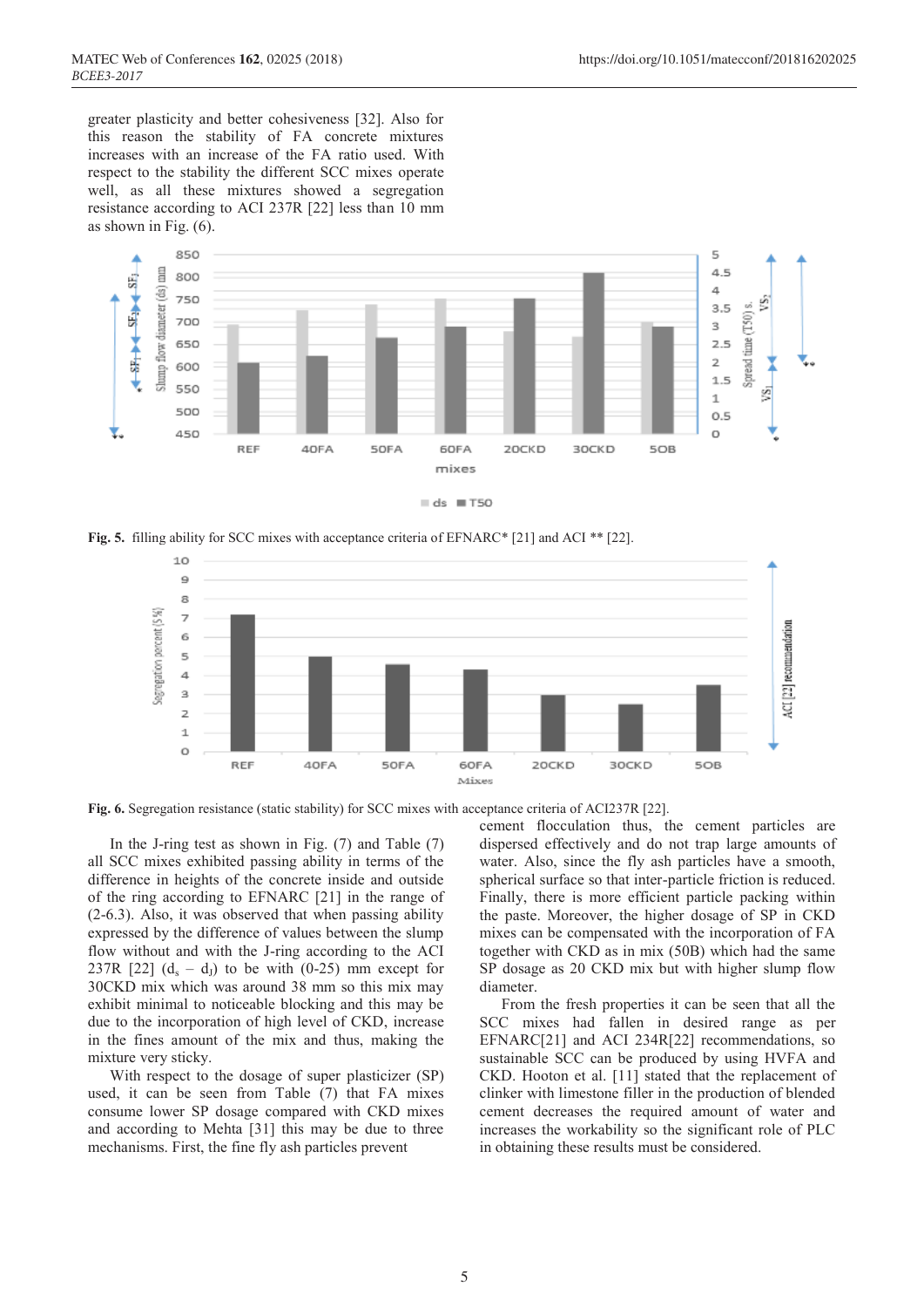greater plasticity and better cohesiveness [32]. Also for this reason the stability of FA concrete mixtures increases with an increase of the FA ratio used. With respect to the stability the different SCC mixes operate well, as all these mixtures showed a segregation resistance according to ACI 237R [22] less than 10 mm as shown in Fig. (6).

**Fig. 5.** filling ability for SCC mixes with acceptance criteria of EFNARC* [21] and ACI ** [22].

**Fig. 6.** Segregation resistance (static stability) for SCC mixes with acceptance criteria of ACI237R [22].

In the J-ring test as shown in Fig. (7) and Table (7) all SCC mixes exhibited passing ability in terms of the difference in heights of the concrete inside and outside of the ring according to EFNARC [21] in the range of (2-6.3). Also, it was observed that when passing ability expressed by the difference of values between the slump flow without and with the J-ring according to the ACI 237R [22] ($d_s$ – $d_J$) to be with (0-25) mm except for 30CKD mix which was around 38 mm so this mix may exhibit minimal to noticeable blocking and this may be due to the incorporation of high level of CKD, increase in the fines amount of the mix and thus, making the mixture very sticky.

With respect to the dosage of super plasticizer (SP) used, it can be seen from Table (7) that FA mixes consume lower SP dosage compared with CKD mixes and according to Mehta [31] this may be due to three mechanisms. First, the fine fly ash particles prevent cement flocculation thus, the cement particles are dispersed effectively and do not trap large amounts of water. Also, since the fly ash particles have a smooth, spherical surface so that inter-particle friction is reduced. Finally, there is more efficient particle packing within the paste. Moreover, the higher dosage of SP in CKD mixes can be compensated with the incorporation of FA together with CKD as in mix (50B) which had the same SP dosage as 20 CKD mix but with higher slump flow diameter.

From the fresh properties it can be seen that all the SCC mixes had fallen in desired range as per EFNARC[21] and ACI 234R[22] recommendations, so sustainable SCC can be produced by using HVFA and CKD. Hooton et al. [11] stated that the replacement of clinker with limestone filler in the production of blended cement decreases the required amount of water and increases the workability so the significant role of PLC in obtaining these results must be considered.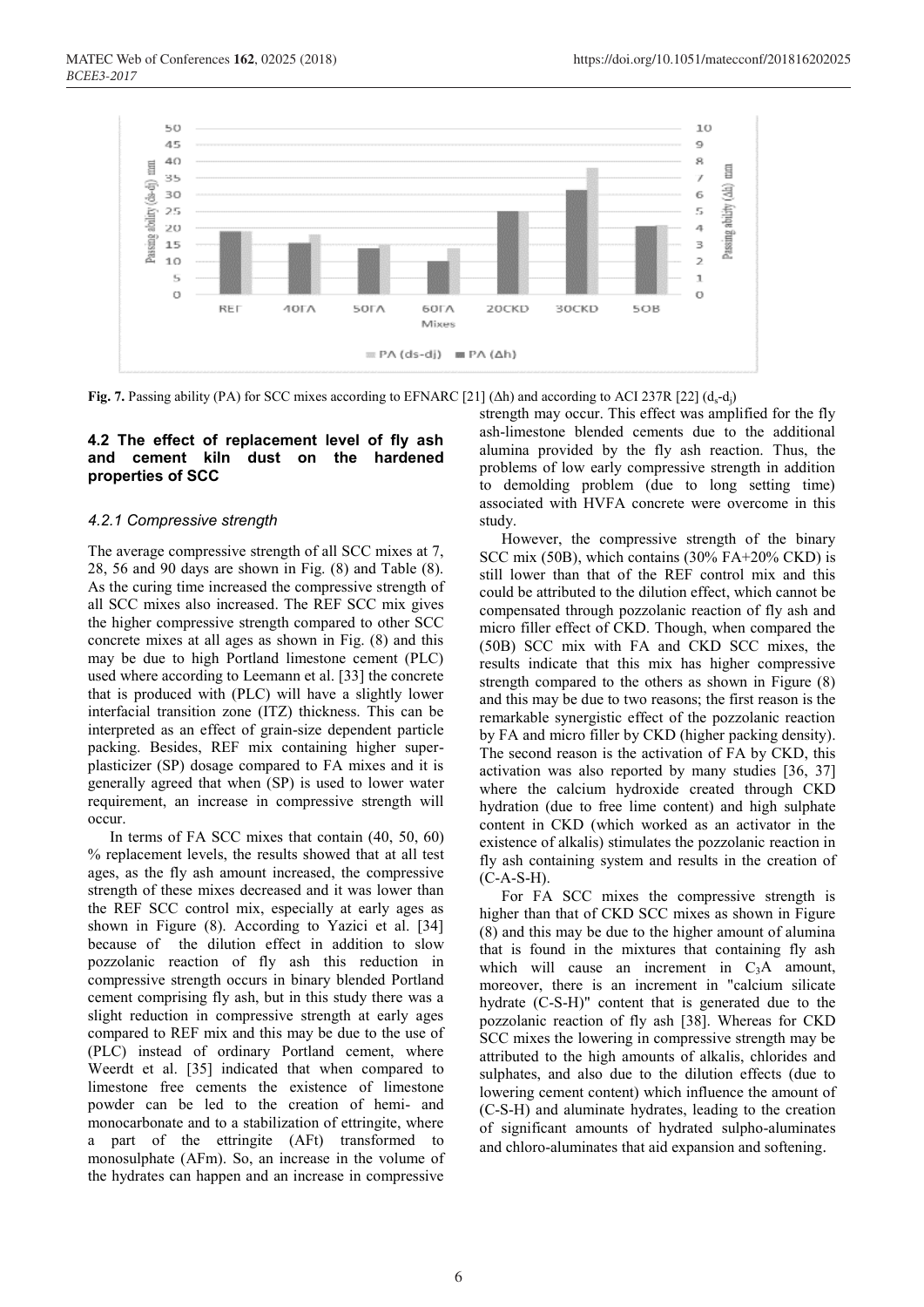**Fig. 7.** Passing ability (PA) for SCC mixes according to EFNARC [21] (Δh) and according to ACI 237R [22] ($d_s$-$d_j$)

### 4.2 The effect of replacement level of fly ash and cement kiln dust on the hardened properties of SCC

#### *4.2.1 Compressive strength*

The average compressive strength of all SCC mixes at 7, 28, 56 and 90 days are shown in Fig. (8) and Table (8). As the curing time increased the compressive strength of all SCC mixes also increased. The REF SCC mix gives the higher compressive strength compared to other SCC concrete mixes at all ages as shown in Fig. (8) and this may be due to high Portland limestone cement (PLC) used where according to Leemann et al. [33] the concrete that is produced with (PLC) will have a slightly lower interfacial transition zone (ITZ) thickness. This can be interpreted as an effect of grain-size dependent particle packing. Besides, REF mix containing higher super-plasticizer (SP) dosage compared to FA mixes and it is generally agreed that when (SP) is used to lower water requirement, an increase in compressive strength will occur.

In terms of FA SCC mixes that contain (40, 50, 60) % replacement levels, the results showed that at all test ages, as the fly ash amount increased, the compressive strength of these mixes decreased and it was lower than the REF SCC control mix, especially at early ages as shown in Figure (8). According to Yazici et al. [34] because of the dilution effect in addition to slow pozzolanic reaction of fly ash this reduction in compressive strength occurs in binary blended Portland cement comprising fly ash, but in this study there was a slight reduction in compressive strength at early ages compared to REF mix and this may be due to the use of (PLC) instead of ordinary Portland cement, where Weerdt et al. [35] indicated that when compared to limestone free cements the existence of limestone powder can be led to the creation of hemi- and monocarbonate and to a stabilization of ettringite, where a part of the ettringite (AFt) transformed to monosulphate (AFm). So, an increase in the volume of the hydrates can happen and an increase in compressive strength may occur. This effect was amplified for the fly ash-limestone blended cements due to the additional alumina provided by the fly ash reaction. Thus, the problems of low early compressive strength in addition to demolding problem (due to long setting time) associated with HVFA concrete were overcome in this study.

However, the compressive strength of the binary SCC mix (50B), which contains (30% FA+20% CKD) is still lower than that of the REF control mix and this could be attributed to the dilution effect, which cannot be compensated through pozzolanic reaction of fly ash and micro filler effect of CKD. Though, when compared the (50B) SCC mix with FA and CKD SCC mixes, the results indicate that this mix has higher compressive strength compared to the others as shown in Figure (8) and this may be due to two reasons; the first reason is the remarkable synergistic effect of the pozzolanic reaction by FA and micro filler by CKD (higher packing density). The second reason is the activation of FA by CKD, this activation was also reported by many studies [36, 37] where the calcium hydroxide created through CKD hydration (due to free lime content) and high sulphate content in CKD (which worked as an activator in the existence of alkalis) stimulates the pozzolanic reaction in fly ash containing system and results in the creation of (C-A-S-H).

For FA SCC mixes the compressive strength is higher than that of CKD SCC mixes as shown in Figure (8) and this may be due to the higher amount of alumina that is found in the mixtures that containing fly ash which will cause an increment in $C_3A$ amount, moreover, there is an increment in "calcium silicate hydrate (C-S-H)" content that is generated due to the pozzolanic reaction of fly ash [38]. Whereas for CKD SCC mixes the lowering in compressive strength may be attributed to the high amounts of alkalis, chlorides and sulphates, and also due to the dilution effects (due to lowering cement content) which influence the amount of (C-S-H) and aluminate hydrates, leading to the creation of significant amounts of hydrated sulpho-aluminates and chloro-aluminates that aid expansion and softening.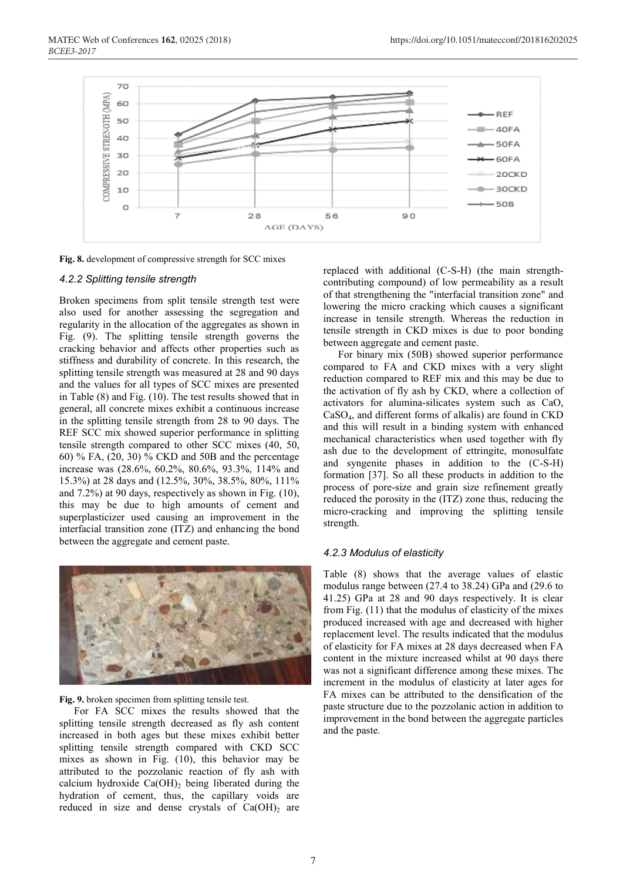**Fig. 8.** development of compressive strength for SCC mixes

#### 4.2.2 Splitting tensile strength

Broken specimens from split tensile strength test were also used for another assessing the segregation and regularity in the allocation of the aggregates as shown in Fig. (9). The splitting tensile strength governs the cracking behavior and affects other properties such as stiffness and durability of concrete. In this research, the splitting tensile strength was measured at 28 and 90 days and the values for all types of SCC mixes are presented in Table (8) and Fig. (10). The test results showed that in general, all concrete mixes exhibit a continuous increase in the splitting tensile strength from 28 to 90 days. The REF SCC mix showed superior performance in splitting tensile strength compared to other SCC mixes (40, 50, 60) % FA, (20, 30) % CKD and 50B and the percentage increase was (28.6%, 60.2%, 80.6%, 93.3%, 114% and 15.3%) at 28 days and (12.5%, 30%, 38.5%, 80%, 111% and 7.2%) at 90 days, respectively as shown in Fig. (10), this may be due to high amounts of cement and superplasticizer used causing an improvement in the interfacial transition zone (ITZ) and enhancing the bond between the aggregate and cement paste.

**Fig. 9.** broken specimen from splitting tensile test.

For FA SCC mixes the results showed that the splitting tensile strength decreased as fly ash content increased in both ages but these mixes exhibit better splitting tensile strength compared with CKD SCC mixes as shown in Fig. (10), this behavior may be attributed to the pozzolanic reaction of fly ash with calcium hydroxide $Ca(OH)_2$ being liberated during the hydration of cement, thus, the capillary voids are reduced in size and dense crystals of $Ca(OH)_2$ are replaced with additional (C-S-H) (the main strength-contributing compound) of low permeability as a result of that strengthening the "interfacial transition zone" and lowering the micro cracking which causes a significant increase in tensile strength. Whereas the reduction in tensile strength in CKD mixes is due to poor bonding between aggregate and cement paste.

For binary mix (50B) showed superior performance compared to FA and CKD mixes with a very slight reduction compared to REF mix and this may be due to the activation of fly ash by CKD, where a collection of activators for alumina-silicates system such as CaO, $CaSO_4$, and different forms of alkalis) are found in CKD and this will result in a binding system with enhanced mechanical characteristics when used together with fly ash due to the development of ettringite, monosulfate and syngenite phases in addition to the (C-S-H) formation [37]. So all these products in addition to the process of pore-size and grain size refinement greatly reduced the porosity in the (ITZ) zone thus, reducing the micro-cracking and improving the splitting tensile strength.

#### 4.2.3 Modulus of elasticity

Table (8) shows that the average values of elastic modulus range between (27.4 to 38.24) GPa and (29.6 to 41.25) GPa at 28 and 90 days respectively. It is clear from Fig. (11) that the modulus of elasticity of the mixes produced increased with age and decreased with higher replacement level. The results indicated that the modulus of elasticity for FA mixes at 28 days decreased when FA content in the mixture increased whilst at 90 days there was not a significant difference among these mixes. The increment in the modulus of elasticity at later ages for FA mixes can be attributed to the densification of the paste structure due to the pozzolanic action in addition to improvement in the bond between the aggregate particles and the paste.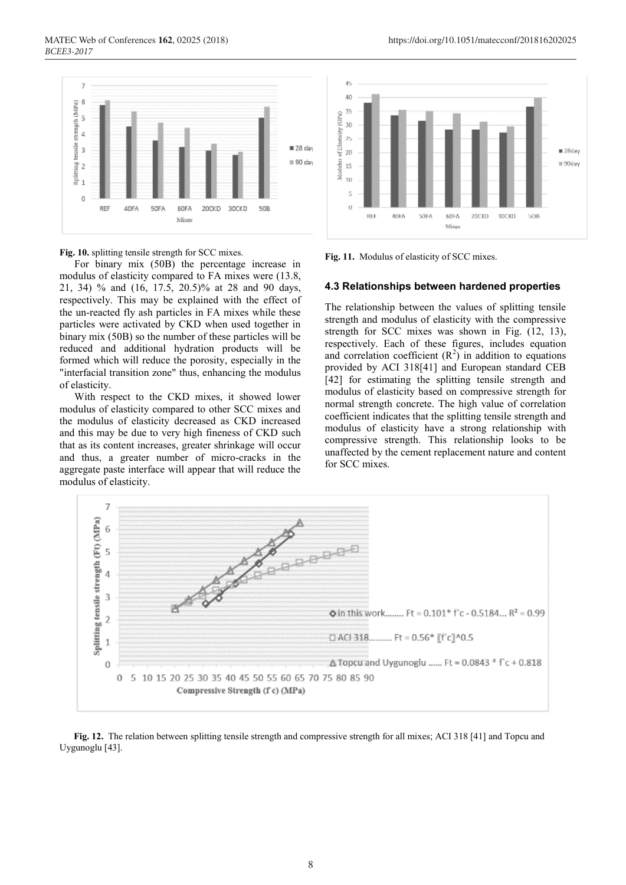**Fig. 10.** splitting tensile strength for SCC mixes.

**Fig. 11.** Modulus of elasticity of SCC mixes.

For binary mix (50B) the percentage increase in modulus of elasticity compared to FA mixes were (13.8, 21, 34) % and (16, 17.5, 20.5)% at 28 and 90 days, respectively. This may be explained with the effect of the un-reacted fly ash particles in FA mixes while these particles were activated by CKD when used together in binary mix (50B) so the number of these particles will be reduced and additional hydration products will be formed which will reduce the porosity, especially in the "interfacial transition zone" thus, enhancing the modulus of elasticity.

With respect to the CKD mixes, it showed lower modulus of elasticity compared to other SCC mixes and the modulus of elasticity decreased as CKD increased and this may be due to very high fineness of CKD such that as its content increases, greater shrinkage will occur and thus, a greater number of micro-cracks in the aggregate paste interface will appear that will reduce the modulus of elasticity.

### 4.3 Relationships between hardened properties

The relationship between the values of splitting tensile strength and modulus of elasticity with the compressive strength for SCC mixes was shown in Fig. (12, 13), respectively. Each of these figures, includes equation and correlation coefficient ($R^2$) in addition to equations provided by ACI 318[41] and European standard CEB [42] for estimating the splitting tensile strength and modulus of elasticity based on compressive strength for normal strength concrete. The high value of correlation coefficient indicates that the splitting tensile strength and modulus of elasticity have a strong relationship with compressive strength. This relationship looks to be unaffected by the cement replacement nature and content for SCC mixes.

**Fig. 12.** The relation between splitting tensile strength and compressive strength for all mixes; ACI 318 [41] and Topcu and Uygunoglu [43].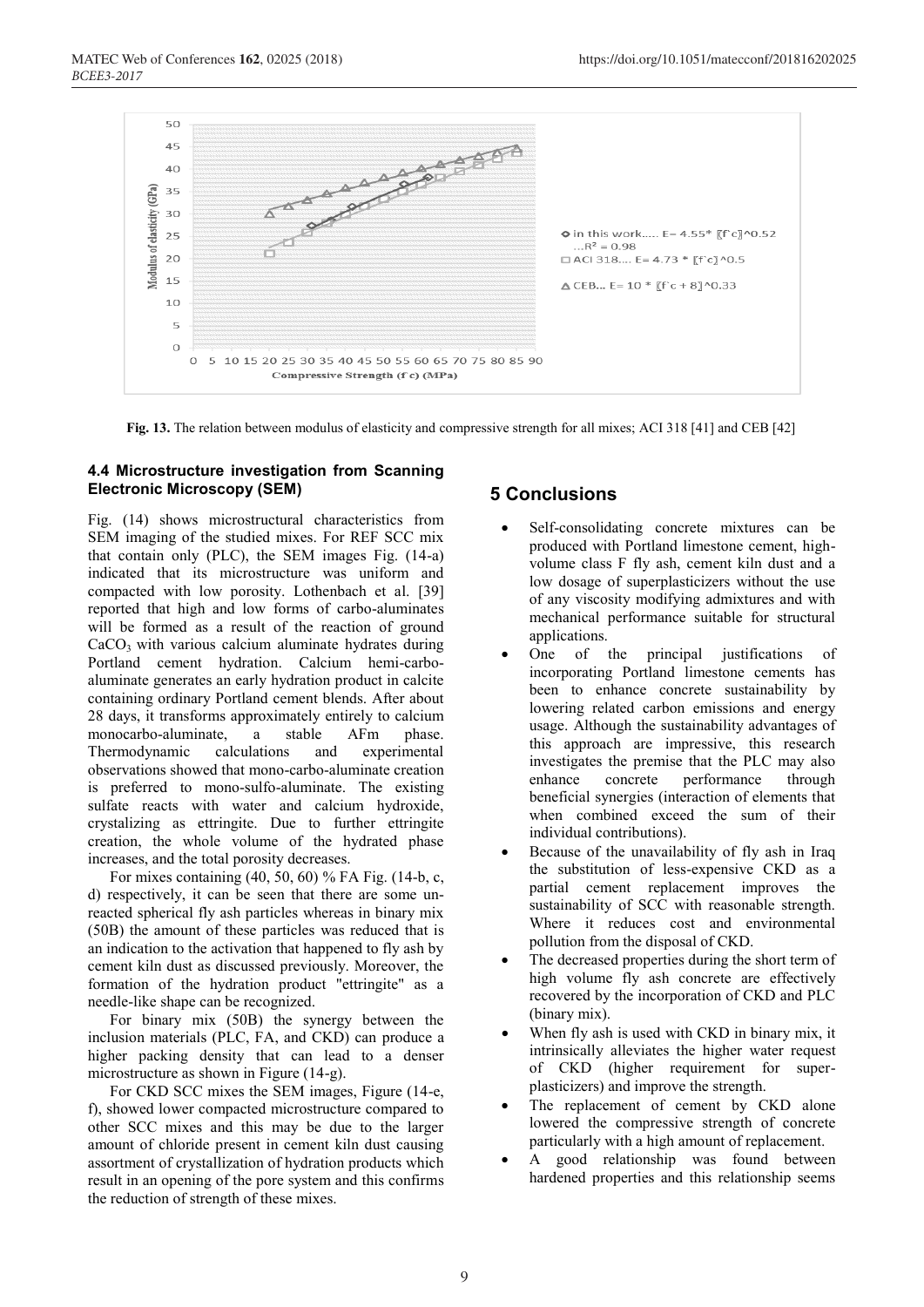**Fig. 13.** The relation between modulus of elasticity and compressive strength for all mixes; ACI 318 [41] and CEB [42]

### 4.4 Microstructure investigation from Scanning Electronic Microscopy (SEM)

Fig. (14) shows microstructural characteristics from SEM imaging of the studied mixes. For REF SCC mix that contain only (PLC), the SEM images Fig. (14-a) indicated that its microstructure was uniform and compacted with low porosity. Lothenbach et al. [39] reported that high and low forms of carbo-aluminates will be formed as a result of the reaction of ground $CaCO_3$ with various calcium aluminate hydrates during Portland cement hydration. Calcium hemi-carbo-aluminate generates an early hydration product in calcite containing ordinary Portland cement blends. After about 28 days, it transforms approximately entirely to calcium monocarbo-aluminate, a stable AFm phase. Thermodynamic calculations and experimental observations showed that mono-carbo-aluminate creation is preferred to mono-sulfo-aluminate. The existing sulfate reacts with water and calcium hydroxide, crystalizing as ettringite. Due to further ettringite creation, the whole volume of the hydrated phase increases, and the total porosity decreases.

For mixes containing (40, 50, 60) % FA Fig. (14-b, c, d) respectively, it can be seen that there are some un-reacted spherical fly ash particles whereas in binary mix (50B) the amount of these particles was reduced that is an indication to the activation that happened to fly ash by cement kiln dust as discussed previously. Moreover, the formation of the hydration product "ettringite" as a needle-like shape can be recognized.

For binary mix (50B) the synergy between the inclusion materials (PLC, FA, and CKD) can produce a higher packing density that can lead to a denser microstructure as shown in Figure (14-g).

For CKD SCC mixes the SEM images, Figure (14-e, f), showed lower compacted microstructure compared to other SCC mixes and this may be due to the larger amount of chloride present in cement kiln dust causing assortment of crystallization of hydration products which result in an opening of the pore system and this confirms the reduction of strength of these mixes.

## 5 Conclusions

- Self-consolidating concrete mixtures can be produced with Portland limestone cement, high-volume class F fly ash, cement kiln dust and a low dosage of superplasticizers without the use of any viscosity modifying admixtures and with mechanical performance suitable for structural applications.
- One of the principal justifications of incorporating Portland limestone cements has been to enhance concrete sustainability by lowering related carbon emissions and energy usage. Although the sustainability advantages of this approach are impressive, this research investigates the premise that the PLC may also enhance concrete performance through beneficial synergies (interaction of elements that when combined exceed the sum of their individual contributions).
- Because of the unavailability of fly ash in Iraq the substitution of less-expensive CKD as a partial cement replacement improves the sustainability of SCC with reasonable strength. Where it reduces cost and environmental pollution from the disposal of CKD.
- The decreased properties during the short term of high volume fly ash concrete are effectively recovered by the incorporation of CKD and PLC (binary mix).
- When fly ash is used with CKD in binary mix, it intrinsically alleviates the higher water request of CKD (higher requirement for super-plasticizers) and improve the strength.
- The replacement of cement by CKD alone lowered the compressive strength of concrete particularly with a high amount of replacement.
- A good relationship was found between hardened properties and this relationship seems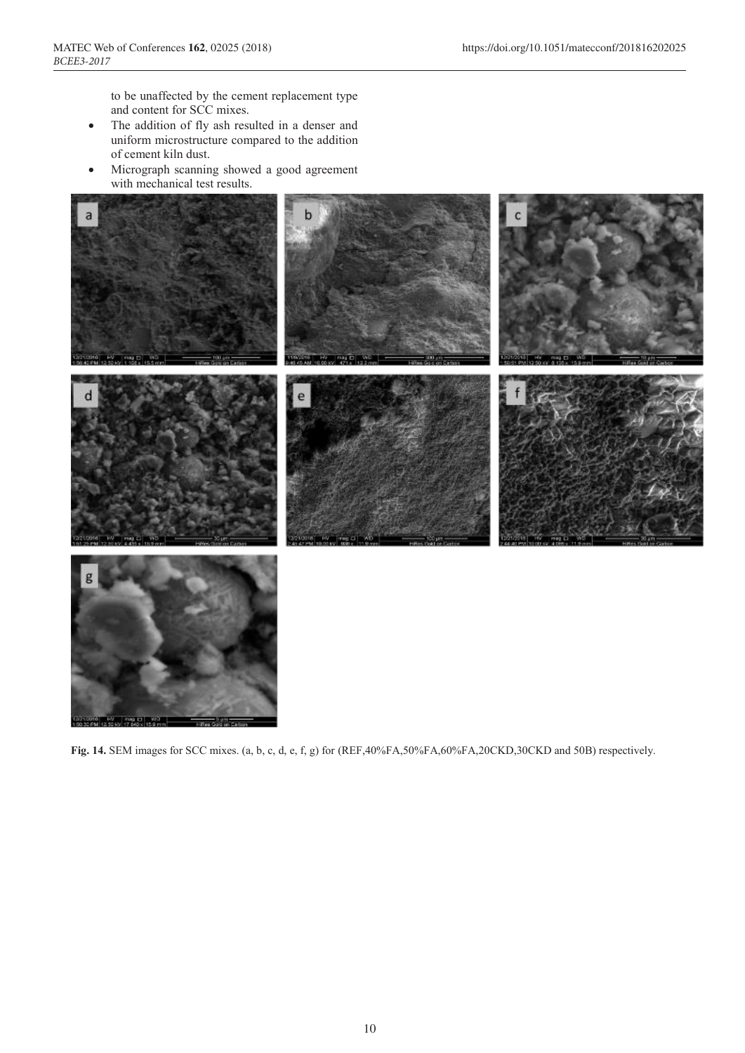to be unaffected by the cement replacement type and content for SCC mixes.

- The addition of fly ash resulted in a denser and uniform microstructure compared to the addition of cement kiln dust.
- Micrograph scanning showed a good agreement with mechanical test results.

**Fig. 14.** SEM images for SCC mixes. (a, b, c, d, e, f, g) for (REF,40%FA,50%FA,60%FA,20CKD,30CKD and 50B) respectively.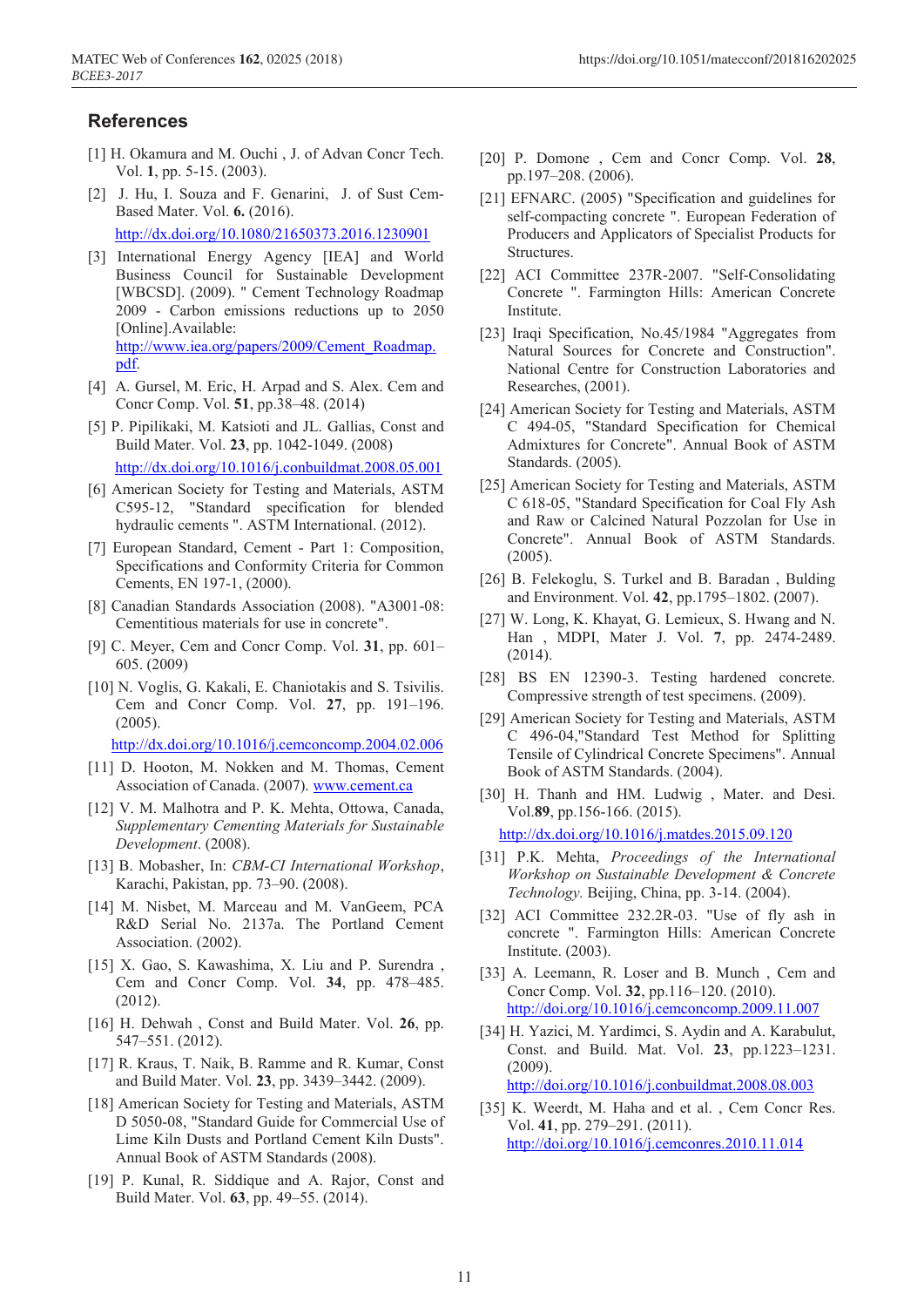## References

[1] H. Okamura and M. Ouchi , J. of Advan Concr Tech. Vol. **1**, pp. 5-15. (2003).

[2] J. Hu, I. Souza and F. Genarini, J. of Sust Cem-Based Mater. Vol. **6.** (2016). http://dx.doi.org/10.1080/21650373.2016.1230901

[3] International Energy Agency [IEA] and World Business Council for Sustainable Development [WBCSD]. (2009). " Cement Technology Roadmap 2009 - Carbon emissions reductions up to 2050 [Online].Available: http://www.iea.org/papers/2009/Cement_Roadmap.pdf.

[4] A. Gursel, M. Eric, H. Arpad and S. Alex. Cem and Concr Comp. Vol. **51**, pp.38–48. (2014)

[5] P. Pipilikaki, M. Katsioti and JL. Gallias, Const and Build Mater. Vol. **23**, pp. 1042-1049. (2008) http://dx.doi.org/10.1016/j.conbuildmat.2008.05.001

[6] American Society for Testing and Materials, ASTM C595-12, "Standard specification for blended hydraulic cements ". ASTM International. (2012).

[7] European Standard, Cement - Part 1: Composition, Specifications and Conformity Criteria for Common Cements, EN 197-1, (2000).

[8] Canadian Standards Association (2008). "A3001-08: Cementitious materials for use in concrete".

[9] C. Meyer, Cem and Concr Comp. Vol. **31**, pp. 601–605. (2009)

[10] N. Voglis, G. Kakali, E. Chaniotakis and S. Tsivilis. Cem and Concr Comp. Vol. **27**, pp. 191–196. (2005). http://dx.doi.org/10.1016/j.cemconcomp.2004.02.006

[11] D. Hooton, M. Nokken and M. Thomas, Cement Association of Canada. (2007). www.cement.ca

[12] V. M. Malhotra and P. K. Mehta, Ottowa, Canada, *Supplementary Cementing Materials for Sustainable Development*. (2008).

[13] B. Mobasher, In: *CBM-CI International Workshop*, Karachi, Pakistan, pp. 73–90. (2008).

[14] M. Nisbet, M. Marceau and M. VanGeem, PCA R&D Serial No. 2137a. The Portland Cement Association. (2002).

[15] X. Gao, S. Kawashima, X. Liu and P. Surendra , Cem and Concr Comp. Vol. **34**, pp. 478–485. (2012).

[16] H. Dehwah , Const and Build Mater. Vol. **26**, pp. 547–551. (2012).

[17] R. Kraus, T. Naik, B. Ramme and R. Kumar, Const and Build Mater. Vol. **23**, pp. 3439–3442. (2009).

[18] American Society for Testing and Materials, ASTM D 5050-08, "Standard Guide for Commercial Use of Lime Kiln Dusts and Portland Cement Kiln Dusts". Annual Book of ASTM Standards (2008).

[19] P. Kunal, R. Siddique and A. Rajor, Const and Build Mater. Vol. **63**, pp. 49–55. (2014).

[20] P. Domone , Cem and Concr Comp. Vol. **28**, pp.197–208. (2006).

[21] EFNARC. (2005) "Specification and guidelines for self-compacting concrete ". European Federation of Producers and Applicators of Specialist Products for Structures.

[22] ACI Committee 237R-2007. "Self-Consolidating Concrete ". Farmington Hills: American Concrete Institute.

[23] Iraqi Specification, No.45/1984 "Aggregates from Natural Sources for Concrete and Construction". National Centre for Construction Laboratories and Researches, (2001).

[24] American Society for Testing and Materials, ASTM C 494-05, "Standard Specification for Chemical Admixtures for Concrete". Annual Book of ASTM Standards. (2005).

[25] American Society for Testing and Materials, ASTM C 618-05, "Standard Specification for Coal Fly Ash and Raw or Calcined Natural Pozzolan for Use in Concrete". Annual Book of ASTM Standards. (2005).

[26] B. Felekoglu, S. Turkel and B. Baradan , Bulding and Environment. Vol. **42**, pp.1795–1802. (2007).

[27] W. Long, K. Khayat, G. Lemieux, S. Hwang and N. Han , MDPI, Mater J. Vol. **7**, pp. 2474-2489. (2014).

[28] BS EN 12390-3. Testing hardened concrete. Compressive strength of test specimens. (2009).

[29] American Society for Testing and Materials, ASTM C 496-04,"Standard Test Method for Splitting Tensile of Cylindrical Concrete Specimens". Annual Book of ASTM Standards. (2004).

[30] H. Thanh and HM. Ludwig , Mater. and Desi. Vol.**89**, pp.156-166. (2015). http://dx.doi.org/10.1016/j.matdes.2015.09.120

[31] P.K. Mehta, *Proceedings of the International Workshop on Sustainable Development & Concrete Technology.* Beijing, China, pp. 3-14. (2004).

[32] ACI Committee 232.2R-03. "Use of fly ash in concrete ". Farmington Hills: American Concrete Institute. (2003).

[33] A. Leemann, R. Loser and B. Munch , Cem and Concr Comp. Vol. **32**, pp.116–120. (2010). http://doi.org/10.1016/j.cemconcomp.2009.11.007

[34] H. Yazici, M. Yardimci, S. Aydin and A. Karabulut, Const. and Build. Mat. Vol. **23**, pp.1223–1231. (2009). http://doi.org/10.1016/j.conbuildmat.2008.08.003

[35] K. Weerdt, M. Haha and et al. , Cem Concr Res. Vol. **41**, pp. 279–291. (2011). http://dx.doi.org/10.1016/j.cemconres.2010.11.014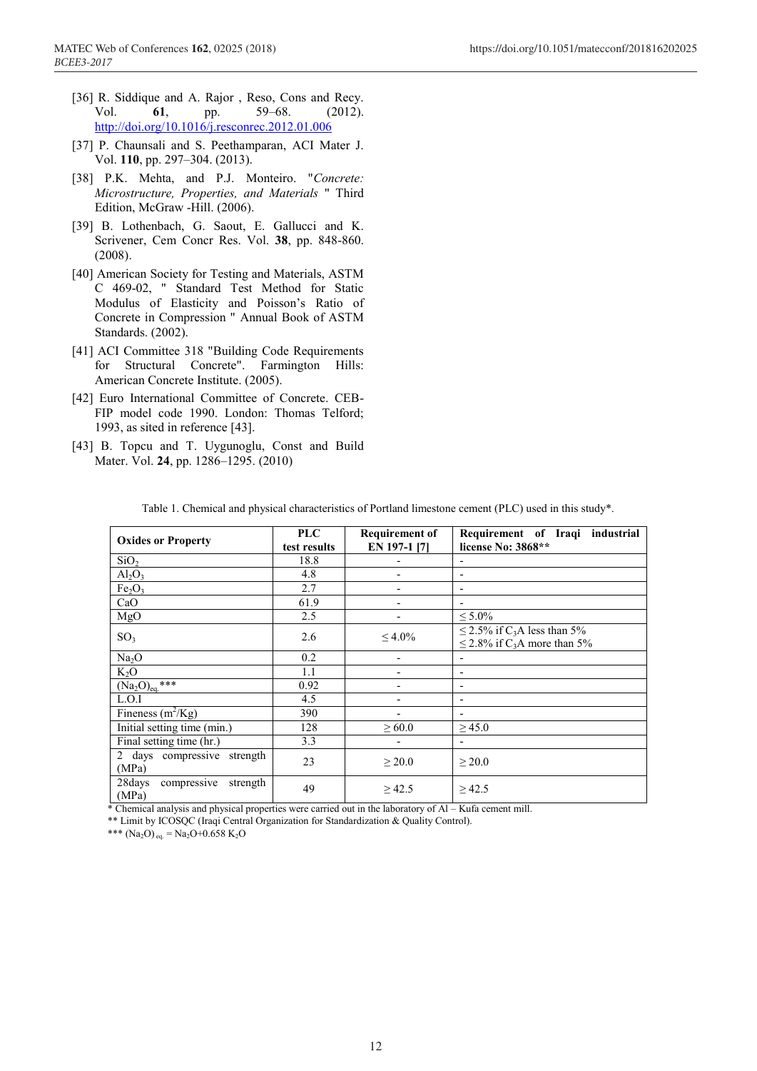[36] R. Siddique and A. Rajor , Reso, Cons and Recy. Vol. **61**, pp. 59–68. (2012). http://doi.org/10.1016/j.resconrec.2012.01.006

[37] P. Chaunsali and S. Peethamparan, ACI Mater J. Vol. **110**, pp. 297–304. (2013).

[38] P.K. Mehta, and P.J. Monteiro. "*Concrete: Microstructure, Properties, and Materials* " Third Edition, McGraw -Hill. (2006).

[39] B. Lothenbach, G. Saout, E. Gallucci and K. Scrivener, Cem Concr Res. Vol. **38**, pp. 848-860. (2008).

[40] American Society for Testing and Materials, ASTM C 469-02, " Standard Test Method for Static Modulus of Elasticity and Poisson's Ratio of Concrete in Compression " Annual Book of ASTM Standards. (2002).

[41] ACI Committee 318 "Building Code Requirements for Structural Concrete". Farmington Hills: American Concrete Institute. (2005).

[42] Euro International Committee of Concrete. CEB-FIP model code 1990. London: Thomas Telford; 1993, as sited in reference [43].

[43] B. Topcu and T. Uygunoglu, Const and Build Mater. Vol. **24**, pp. 1286–1295. (2010)

Table 1. Chemical and physical characteristics of Portland limestone cement (PLC) used in this study*.

| Oxides or Property | PLC test results | Requirement of EN 197-1 [7] | Requirement of Iraqi industrial license No: 3868** |
|---|---|---|---|
| $SiO_2$ | 18.8 | - | - |
| $Al_2O_3$ | 4.8 | - | - |
| $Fe_2O_3$ | 2.7 | - | - |
| CaO | 61.9 | - | - |
| MgO | 2.5 | - | $\leq 5.0\%$ |
| $SO_3$ | 2.6 | $\leq 4.0\%$ | $\leq 2.5\%$ if $C_3A$ less than 5%<br>$\leq 2.8\%$ if $C_3A$ more than 5% |
| $Na_2O$ | 0.2 | - | - |
| $K_2O$ | 1.1 | - | - |
| $(Na_2O)_{eq.}$*** | 0.92 | - | - |
| L.O.I | 4.5 | - | - |
| Fineness ($m^2/Kg$) | 390 | - | - |
| Initial setting time (min.) | 128 | $\geq 60.0$ | $\geq 45.0$ |
| Final setting time (hr.) | 3.3 | - | - |
| 2 days compressive strength (MPa) | 23 | $\geq 20.0$ | $\geq 20.0$ |
| 28days compressive strength (MPa) | 49 | $\geq 42.5$ | $\geq 42.5$ |

\* Chemical analysis and physical properties were carried out in the laboratory of Al – Kufa cement mill.

\*\* Limit by ICOSQC (Iraqi Central Organization for Standardization & Quality Control).

\*\*\* $(Na_2O)_{eq.} = Na_2O + 0.658\ K_2O$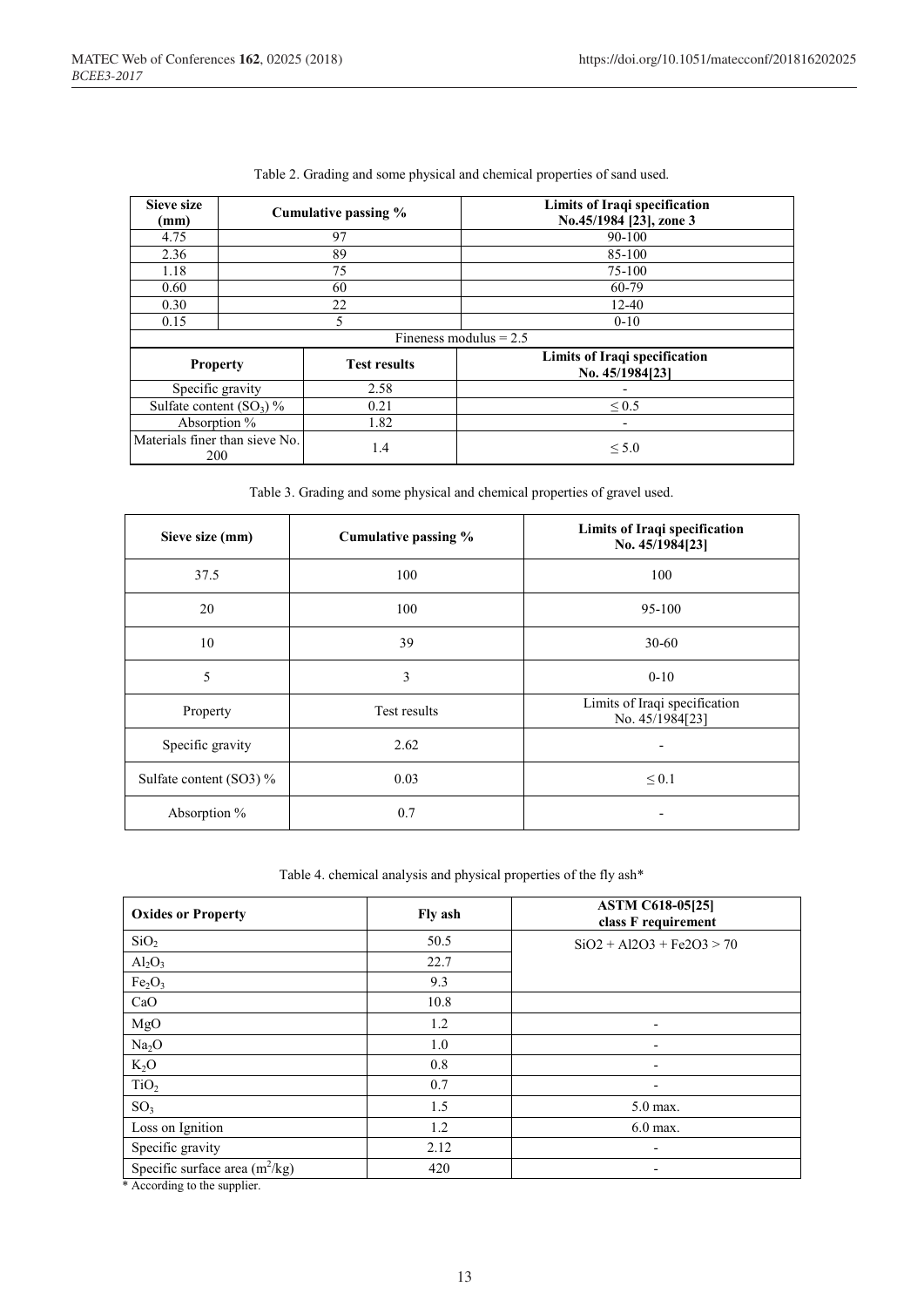Table 2. Grading and some physical and chemical properties of sand used.

| Sieve size (mm) | Cumulative passing % | Limits of Iraqi specification No.45/1984 [23], zone 3 |
|---|---|---|
| 4.75 | 97 | 90-100 |
| 2.36 | 89 | 85-100 |
| 1.18 | 75 | 75-100 |
| 0.60 | 60 | 60-79 |
| 0.30 | 22 | 12-40 |
| 0.15 | 5 | 0-10 |
| Fineness modulus = 2.5 | | |
| **Property** | **Test results** | **Limits of Iraqi specification No. 45/1984[23]** |
| Specific gravity | 2.58 | - |
| Sulfate content ($SO_3$) % | 0.21 | ≤ 0.5 |
| Absorption % | 1.82 | - |
| Materials finer than sieve No. 200 | 1.4 | ≤ 5.0 |

Table 3. Grading and some physical and chemical properties of gravel used.

| Sieve size (mm) | Cumulative passing % | Limits of Iraqi specification No. 45/1984[23] |
|---|---|---|
| 37.5 | 100 | 100 |
| 20 | 100 | 95-100 |
| 10 | 39 | 30-60 |
| 5 | 3 | 0-10 |
| Property | Test results | Limits of Iraqi specification No. 45/1984[23] |
| Specific gravity | 2.62 | - |
| Sulfate content (SO3) % | 0.03 | ≤ 0.1 |
| Absorption % | 0.7 | - |

Table 4. chemical analysis and physical properties of the fly ash*

| Oxides or Property | Fly ash | ASTM C618-05[25] class F requirement |
|---|---|---|
| $SiO_2$ | 50.5 | SiO2 + Al2O3 + Fe2O3 > 70 |
| $Al_2O_3$ | 22.7 | |
| $Fe_2O_3$ | 9.3 | |
| CaO | 10.8 | |
| MgO | 1.2 | - |
| $Na_2O$ | 1.0 | - |
| $K_2O$ | 0.8 | - |
| $TiO_2$ | 0.7 | - |
| $SO_3$ | 1.5 | 5.0 max. |
| Loss on Ignition | 1.2 | 6.0 max. |
| Specific gravity | 2.12 | - |
| Specific surface area ($m^2$/kg) | 420 | - |

* According to the supplier.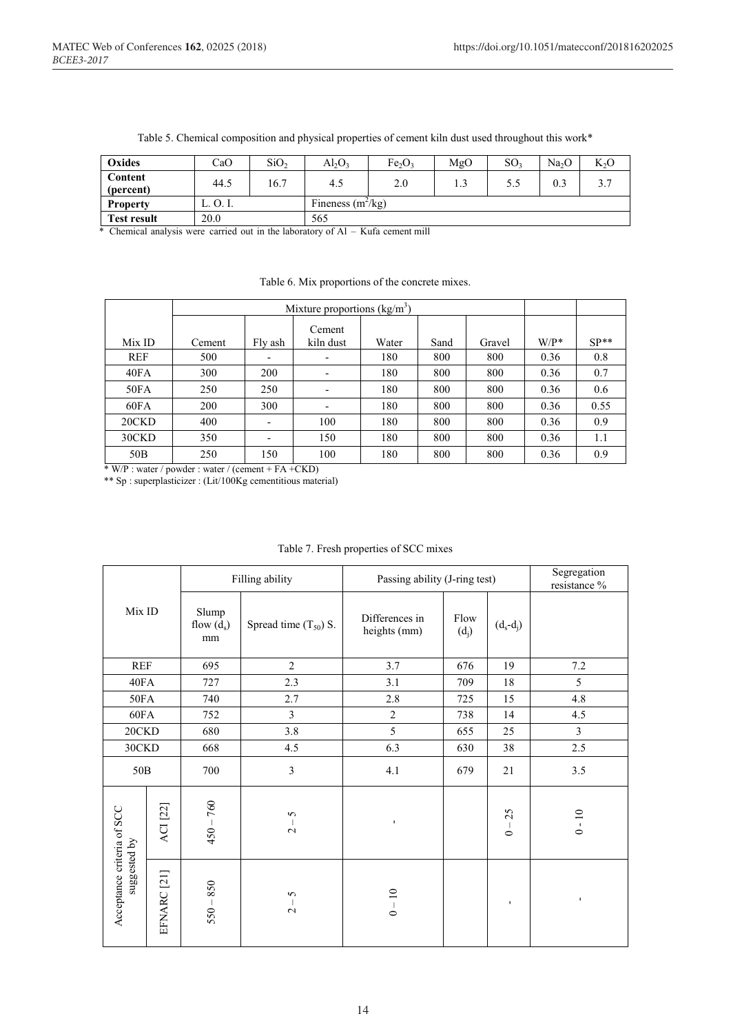Table 5. Chemical composition and physical properties of cement kiln dust used throughout this work*

| Oxides | CaO | $SiO_2$ | $Al_2O_3$ | $Fe_2O_3$ | MgO | $SO_3$ | $Na_2O$ | $K_2O$ |
|---|---|---|---|---|---|---|---|---|
| Content (percent) | 44.5 | 16.7 | 4.5 | 2.0 | 1.3 | 5.5 | 0.3 | 3.7 |
| Property | L. O. I. | | Fineness ($m^2$/kg) | | | | | |
| Test result | 20.0 | | 565 | | | | | |

\* Chemical analysis were carried out in the laboratory of Al – Kufa cement mill

Table 6. Mix proportions of the concrete mixes.

| Mix ID | Mixture proportions (kg/$m^3$) Cement | Fly ash | Cement kiln dust | Water | Sand | Gravel | W/P* | SP** |
|---|---|---|---|---|---|---|---|---|
| REF | 500 | - | - | 180 | 800 | 800 | 0.36 | 0.8 |
| 40FA | 300 | 200 | - | 180 | 800 | 800 | 0.36 | 0.7 |
| 50FA | 250 | 250 | - | 180 | 800 | 800 | 0.36 | 0.6 |
| 60FA | 200 | 300 | - | 180 | 800 | 800 | 0.36 | 0.55 |
| 20CKD | 400 | - | 100 | 180 | 800 | 800 | 0.36 | 0.9 |
| 30CKD | 350 | - | 150 | 180 | 800 | 800 | 0.36 | 1.1 |
| 50B | 250 | 150 | 100 | 180 | 800 | 800 | 0.36 | 0.9 |

\* W/P : water / powder : water / (cement + FA +CKD)

** Sp : superplasticizer : (Lit/100Kg cementitious material)

Table 7. Fresh properties of SCC mixes

| Mix ID | | Filling ability | | Passing ability (J-ring test) | | | Segregation resistance % |
|---|---|---|---|---|---|---|---|
| | | Slump flow ($d_s$) mm | Spread time ($T_{50}$) S. | Differences in heights (mm) | Flow ($d_j$) | ($d_s$-$d_j$) | |
| REF | | 695 | 2 | 3.7 | 676 | 19 | 7.2 |
| 40FA | | 727 | 2.3 | 3.1 | 709 | 18 | 5 |
| 50FA | | 740 | 2.7 | 2.8 | 725 | 15 | 4.8 |
| 60FA | | 752 | 3 | 2 | 738 | 14 | 4.5 |
| 20CKD | | 680 | 3.8 | 5 | 655 | 25 | 3 |
| 30CKD | | 668 | 4.5 | 6.3 | 630 | 38 | 2.5 |
| 50B | | 700 | 3 | 4.1 | 679 | 21 | 3.5 |
| Acceptance criteria of SCC suggested by | ACI [22] | 450 – 760 | 2 – 5 | - | | 0 – 25 | 0 - 10 |
| | EFNARC [21] | 550 – 850 | 2 – 5 | 0 – 10 | | - | - |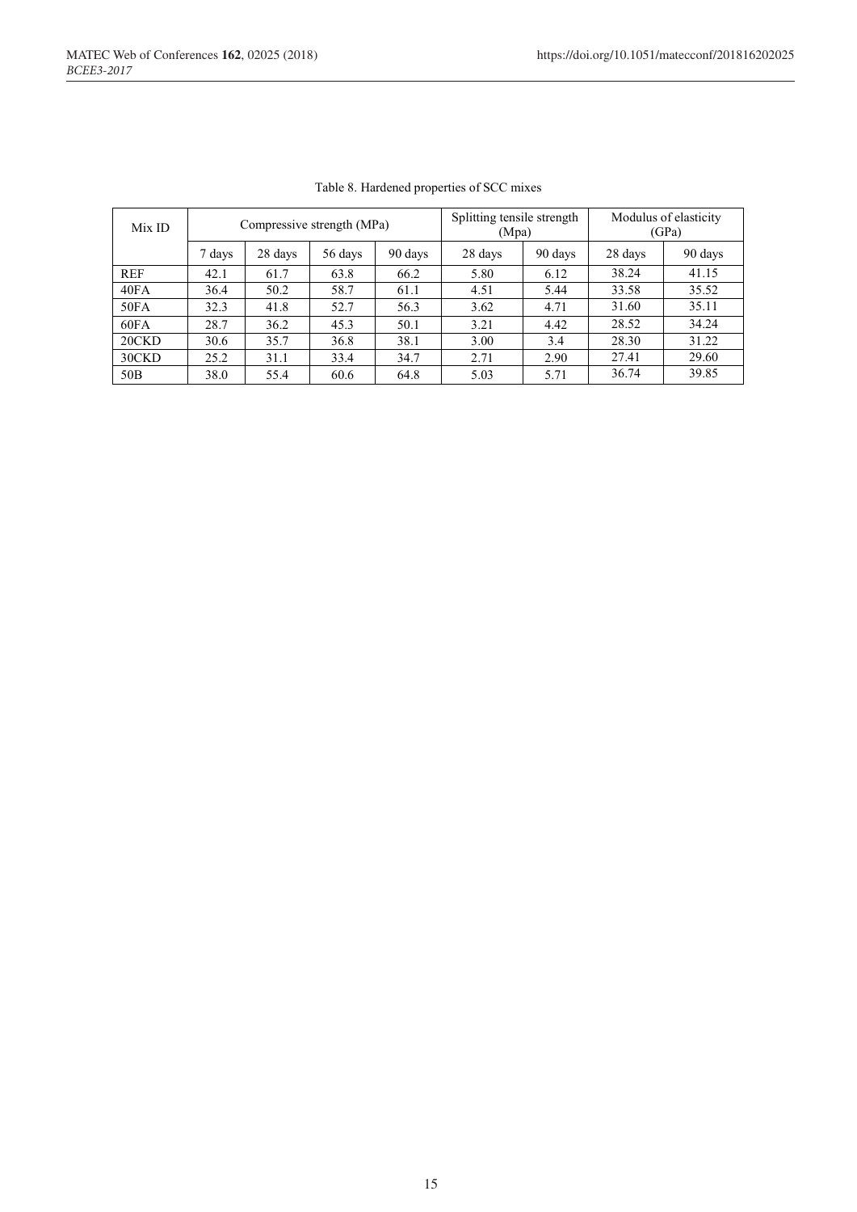Table 8. Hardened properties of SCC mixes

| Mix ID | Compressive strength (MPa) | | | | Splitting tensile strength (Mpa) | | Modulus of elasticity (GPa) | |
|---|---|---|---|---|---|---|---|---|
| | 7 days | 28 days | 56 days | 90 days | 28 days | 90 days | 28 days | 90 days |
| REF | 42.1 | 61.7 | 63.8 | 66.2 | 5.80 | 6.12 | 38.24 | 41.15 |
| 40FA | 36.4 | 50.2 | 58.7 | 61.1 | 4.51 | 5.44 | 33.58 | 35.52 |
| 50FA | 32.3 | 41.8 | 52.7 | 56.3 | 3.62 | 4.71 | 31.60 | 35.11 |
| 60FA | 28.7 | 36.2 | 45.3 | 50.1 | 3.21 | 4.42 | 28.52 | 34.24 |
| 20CKD | 30.6 | 35.7 | 36.8 | 38.1 | 3.00 | 3.4 | 28.30 | 31.22 |
| 30CKD | 25.2 | 31.1 | 33.4 | 34.7 | 2.71 | 2.90 | 27.41 | 29.60 |
| 50B | 38.0 | 55.4 | 60.6 | 64.8 | 5.03 | 5.71 | 36.74 | 39.85 |